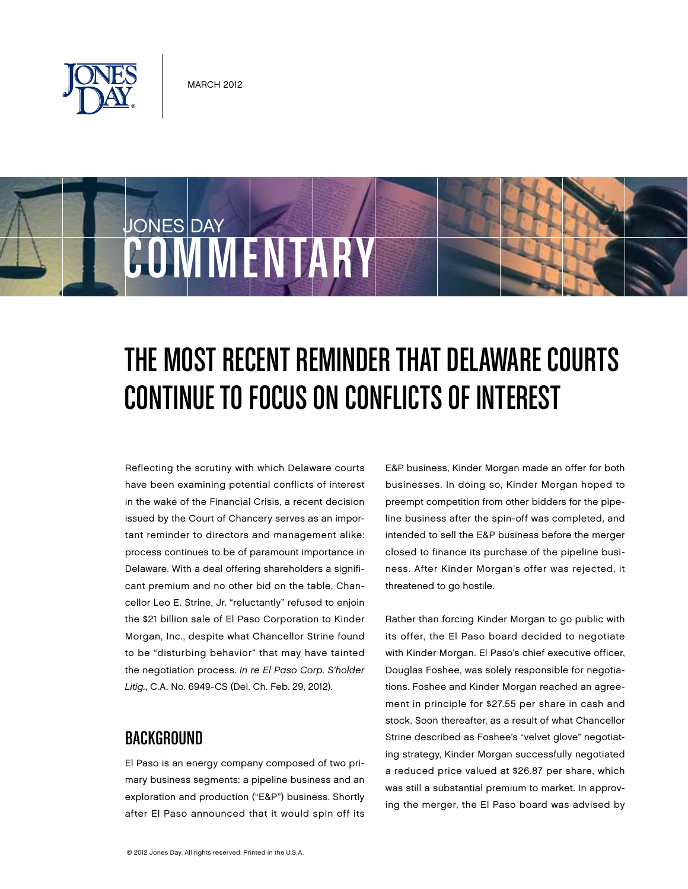MARCH 2012

JONES DAY COMMENTARY

# THE MOST RECENT REMINDER THAT DELAWARE COURTS CONTINUE TO FOCUS ON CONFLICTS OF INTEREST

Reflecting the scrutiny with which Delaware courts have been examining potential conflicts of interest in the wake of the Financial Crisis, a recent decision issued by the Court of Chancery serves as an important reminder to directors and management alike: process continues to be of paramount importance in Delaware. With a deal offering shareholders a significant premium and no other bid on the table, Chancellor Leo E. Strine, Jr. "reluctantly" refused to enjoin the $21 billion sale of El Paso Corporation to Kinder Morgan, Inc., despite what Chancellor Strine found to be "disturbing behavior" that may have tainted the negotiation process. *In re El Paso Corp. S'holder Litig.*, C.A. No. 6949-CS (Del. Ch. Feb. 29, 2012).

## BACKGROUND

El Paso is an energy company composed of two primary business segments: a pipeline business and an exploration and production ("E&P") business. Shortly after El Paso announced that it would spin off its E&P business, Kinder Morgan made an offer for both businesses. In doing so, Kinder Morgan hoped to preempt competition from other bidders for the pipeline business after the spin-off was completed, and intended to sell the E&P business before the merger closed to finance its purchase of the pipeline business. After Kinder Morgan's offer was rejected, it threatened to go hostile.

Rather than forcing Kinder Morgan to go public with its offer, the El Paso board decided to negotiate with Kinder Morgan. El Paso's chief executive officer, Douglas Foshee, was solely responsible for negotiations. Foshee and Kinder Morgan reached an agreement in principle for $27.55 per share in cash and stock. Soon thereafter, as a result of what Chancellor Strine described as Foshee's "velvet glove" negotiating strategy, Kinder Morgan successfully negotiated a reduced price valued at $26.87 per share, which was still a substantial premium to market. In approving the merger, the El Paso board was advised by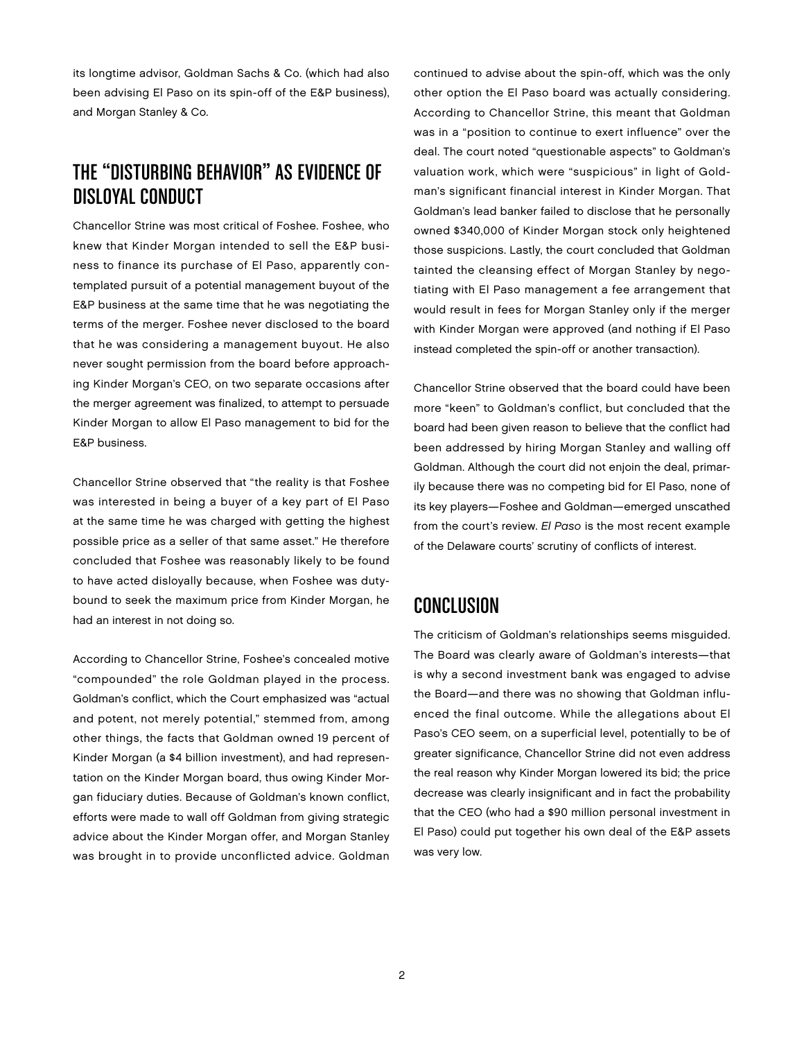its longtime advisor, Goldman Sachs & Co. (which had also been advising El Paso on its spin-off of the E&P business), and Morgan Stanley & Co.

## THE "DISTURBING BEHAVIOR" AS EVIDENCE OF DISLOYAL CONDUCT

Chancellor Strine was most critical of Foshee. Foshee, who knew that Kinder Morgan intended to sell the E&P business to finance its purchase of El Paso, apparently contemplated pursuit of a potential management buyout of the E&P business at the same time that he was negotiating the terms of the merger. Foshee never disclosed to the board that he was considering a management buyout. He also never sought permission from the board before approaching Kinder Morgan's CEO, on two separate occasions after the merger agreement was finalized, to attempt to persuade Kinder Morgan to allow El Paso management to bid for the E&P business.

Chancellor Strine observed that "the reality is that Foshee was interested in being a buyer of a key part of El Paso at the same time he was charged with getting the highest possible price as a seller of that same asset." He therefore concluded that Foshee was reasonably likely to be found to have acted disloyally because, when Foshee was duty-bound to seek the maximum price from Kinder Morgan, he had an interest in not doing so.

According to Chancellor Strine, Foshee's concealed motive "compounded" the role Goldman played in the process. Goldman's conflict, which the Court emphasized was "actual and potent, not merely potential," stemmed from, among other things, the facts that Goldman owned 19 percent of Kinder Morgan (a $4 billion investment), and had representation on the Kinder Morgan board, thus owing Kinder Morgan fiduciary duties. Because of Goldman's known conflict, efforts were made to wall off Goldman from giving strategic advice about the Kinder Morgan offer, and Morgan Stanley was brought in to provide unconflicted advice. Goldman continued to advise about the spin-off, which was the only other option the El Paso board was actually considering. According to Chancellor Strine, this meant that Goldman was in a "position to continue to exert influence" over the deal. The court noted "questionable aspects" to Goldman's valuation work, which were "suspicious" in light of Goldman's significant financial interest in Kinder Morgan. That Goldman's lead banker failed to disclose that he personally owned $340,000 of Kinder Morgan stock only heightened those suspicions. Lastly, the court concluded that Goldman tainted the cleansing effect of Morgan Stanley by negotiating with El Paso management a fee arrangement that would result in fees for Morgan Stanley only if the merger with Kinder Morgan were approved (and nothing if El Paso instead completed the spin-off or another transaction).

Chancellor Strine observed that the board could have been more "keen" to Goldman's conflict, but concluded that the board had been given reason to believe that the conflict had been addressed by hiring Morgan Stanley and walling off Goldman. Although the court did not enjoin the deal, primarily because there was no competing bid for El Paso, none of its key players—Foshee and Goldman—emerged unscathed from the court's review. *El Paso* is the most recent example of the Delaware courts' scrutiny of conflicts of interest.

## CONCLUSION

The criticism of Goldman's relationships seems misguided. The Board was clearly aware of Goldman's interests—that is why a second investment bank was engaged to advise the Board—and there was no showing that Goldman influenced the final outcome. While the allegations about El Paso's CEO seem, on a superficial level, potentially to be of greater significance, Chancellor Strine did not even address the real reason why Kinder Morgan lowered its bid; the price decrease was clearly insignificant and in fact the probability that the CEO (who had a $90 million personal investment in El Paso) could put together his own deal of the E&P assets was very low.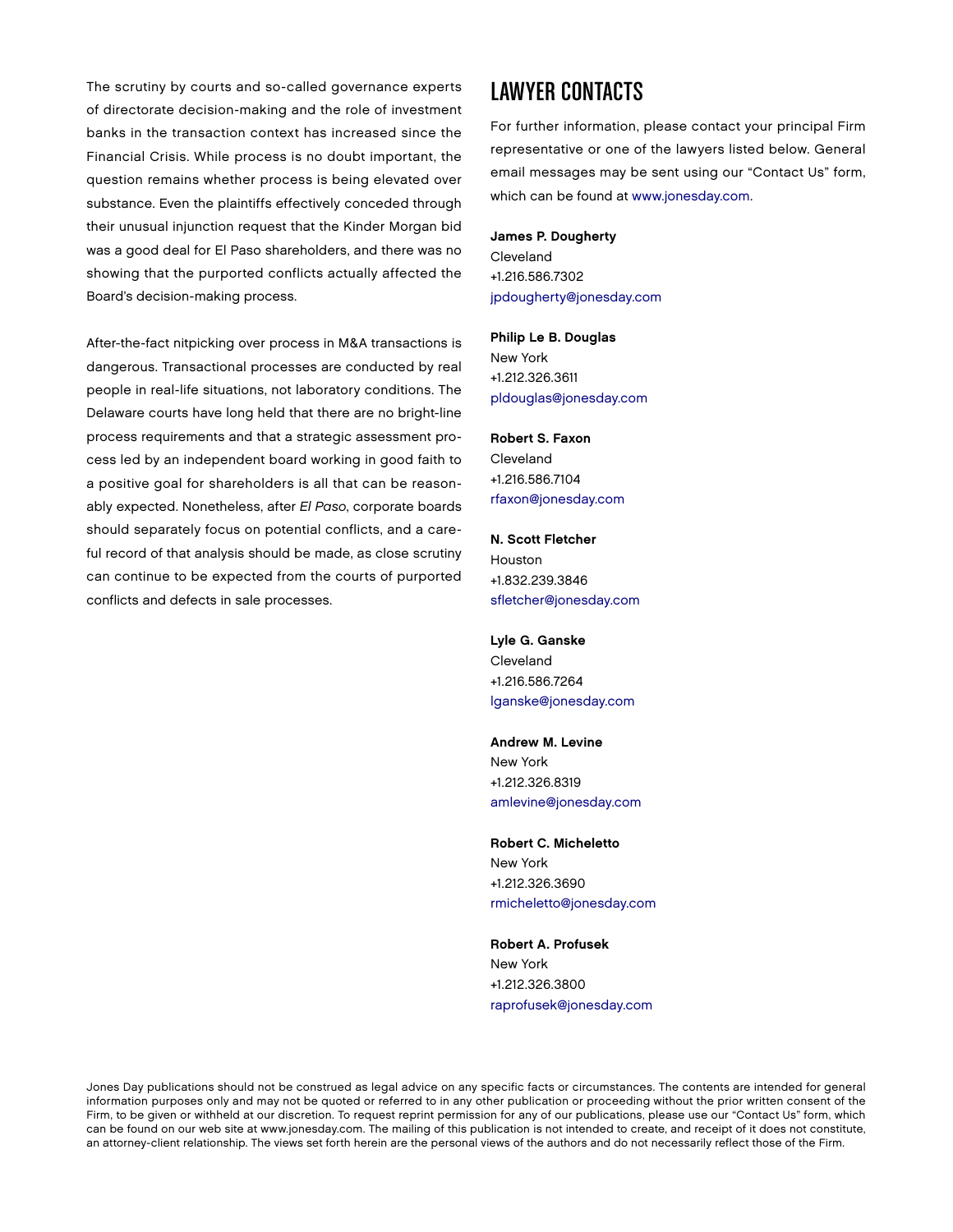The scrutiny by courts and so-called governance experts of directorate decision-making and the role of investment banks in the transaction context has increased since the Financial Crisis. While process is no doubt important, the question remains whether process is being elevated over substance. Even the plaintiffs effectively conceded through their unusual injunction request that the Kinder Morgan bid was a good deal for El Paso shareholders, and there was no showing that the purported conflicts actually affected the Board's decision-making process.

After-the-fact nitpicking over process in M&A transactions is dangerous. Transactional processes are conducted by real people in real-life situations, not laboratory conditions. The Delaware courts have long held that there are no bright-line process requirements and that a strategic assessment process led by an independent board working in good faith to a positive goal for shareholders is all that can be reasonably expected. Nonetheless, after *El Paso*, corporate boards should separately focus on potential conflicts, and a careful record of that analysis should be made, as close scrutiny can continue to be expected from the courts of purported conflicts and defects in sale processes.

## LAWYER CONTACTS

For further information, please contact your principal Firm representative or one of the lawyers listed below. General email messages may be sent using our "Contact Us" form, which can be found at www.jonesday.com.

**James P. Dougherty**
Cleveland
+1.216.586.7302
jpdougherty@jonesday.com

**Philip Le B. Douglas**
New York
+1.212.326.3611
pldouglas@jonesday.com

**Robert S. Faxon**
Cleveland
+1.216.586.7104
rfaxon@jonesday.com

**N. Scott Fletcher**
Houston
+1.832.239.3846
sfletcher@jonesday.com

**Lyle G. Ganske**
Cleveland
+1.216.586.7264
lganske@jonesday.com

**Andrew M. Levine**
New York
+1.212.326.8319
amlevine@jonesday.com

**Robert C. Micheletto**
New York
+1.212.326.3690
rmicheletto@jonesday.com

**Robert A. Profusek**
New York
+1.212.326.3800
raprofusek@jonesday.com

Jones Day publications should not be construed as legal advice on any specific facts or circumstances. The contents are intended for general information purposes only and may not be quoted or referred to in any other publication or proceeding without the prior written consent of the Firm, to be given or withheld at our discretion. To request reprint permission for any of our publications, please use our "Contact Us" form, which can be found on our web site at www.jonesday.com. The mailing of this publication is not intended to create, and receipt of it does not constitute, an attorney-client relationship. The views set forth herein are the personal views of the authors and do not necessarily reflect those of the Firm.